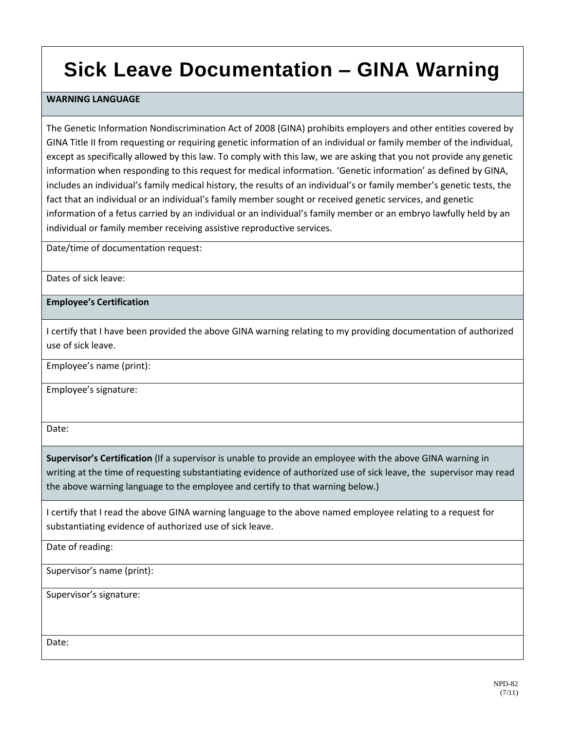# Sick Leave Documentation – GINA Warning

**WARNING LANGUAGE**

The Genetic Information Nondiscrimination Act of 2008 (GINA) prohibits employers and other entities covered by GINA Title II from requesting or requiring genetic information of an individual or family member of the individual, except as specifically allowed by this law. To comply with this law, we are asking that you not provide any genetic information when responding to this request for medical information. 'Genetic information' as defined by GINA, includes an individual's family medical history, the results of an individual's or family member's genetic tests, the fact that an individual or an individual's family member sought or received genetic services, and genetic information of a fetus carried by an individual or an individual's family member or an embryo lawfully held by an individual or family member receiving assistive reproductive services.

Date/time of documentation request:

Dates of sick leave:

**Employee's Certification**

I certify that I have been provided the above GINA warning relating to my providing documentation of authorized use of sick leave.

Employee's name (print):

Employee's signature:

Date:

**Supervisor's Certification** (If a supervisor is unable to provide an employee with the above GINA warning in writing at the time of requesting substantiating evidence of authorized use of sick leave, the supervisor may read the above warning language to the employee and certify to that warning below.)

I certify that I read the above GINA warning language to the above named employee relating to a request for substantiating evidence of authorized use of sick leave.

Date of reading:

Supervisor's name (print):

Supervisor's signature:

Date:

NPD-82
(7/11)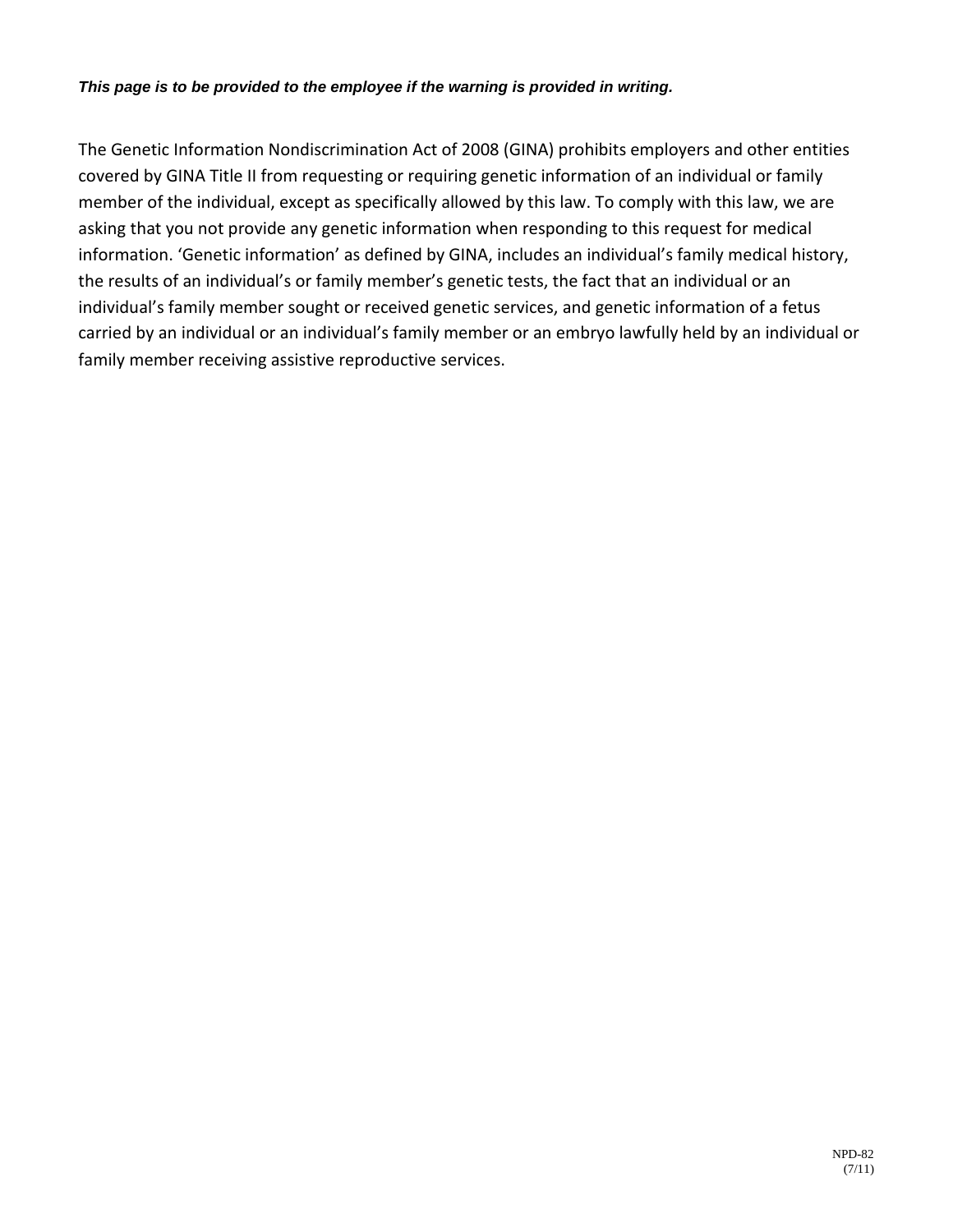***This page is to be provided to the employee if the warning is provided in writing.***

The Genetic Information Nondiscrimination Act of 2008 (GINA) prohibits employers and other entities covered by GINA Title II from requesting or requiring genetic information of an individual or family member of the individual, except as specifically allowed by this law. To comply with this law, we are asking that you not provide any genetic information when responding to this request for medical information. 'Genetic information' as defined by GINA, includes an individual's family medical history, the results of an individual's or family member's genetic tests, the fact that an individual or an individual's family member sought or received genetic services, and genetic information of a fetus carried by an individual or an individual's family member or an embryo lawfully held by an individual or family member receiving assistive reproductive services.

NPD-82
(7/11)